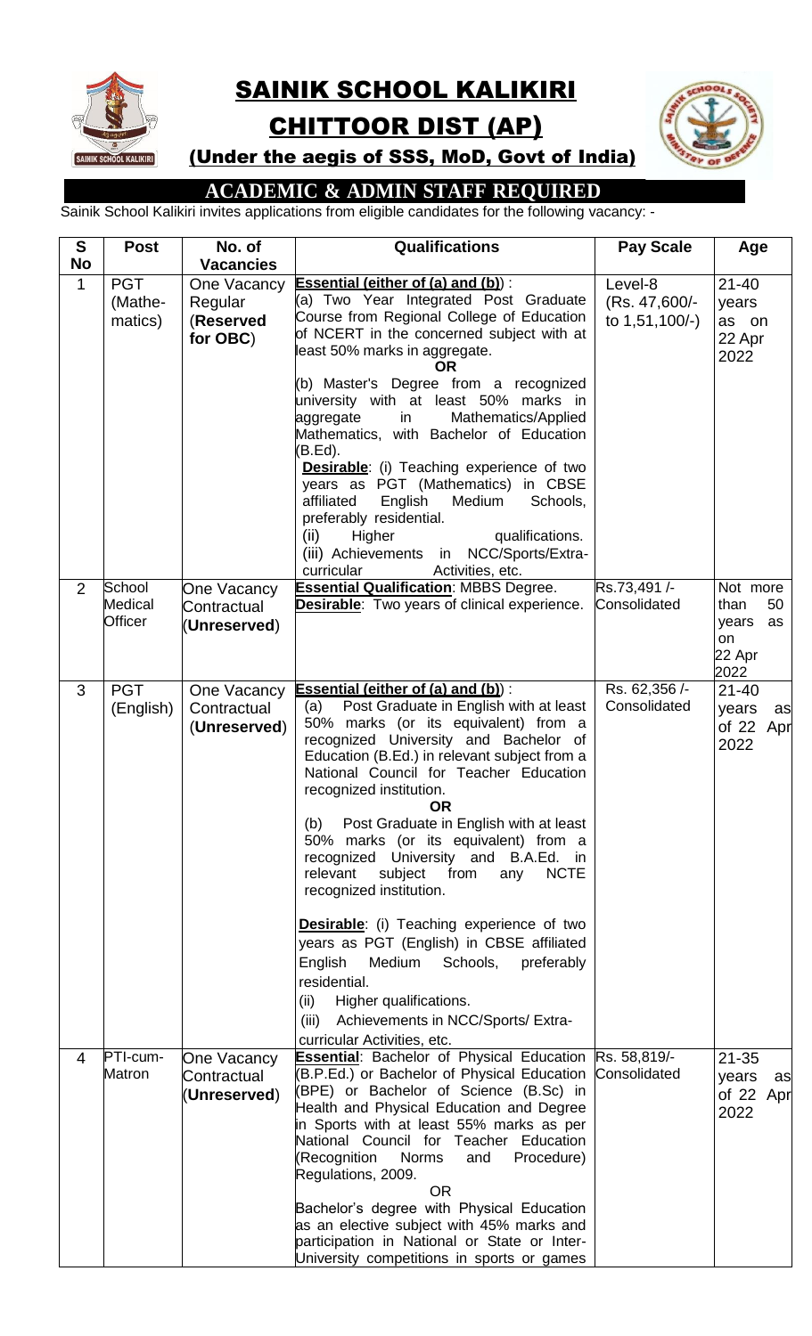# SAINIK SCHOOL KALIKIRI

## CHITTOOR DIST (AP)

### (Under the aegis of SSS, MoD, Govt of India)

## ACADEMIC & ADMIN STAFF REQUIRED

Sainik School Kalikiri invites applications from eligible candidates for the following vacancy: -

| S No | Post | No. of Vacancies | Qualifications | Pay Scale | Age |
|---|---|---|---|---|---|
| 1 | PGT (Mathe-matics) | One Vacancy Regular (**Reserved for OBC**) | **Essential (either of (a) and (b))**:<br>(a) Two Year Integrated Post Graduate Course from Regional College of Education of NCERT in the concerned subject with at least 50% marks in aggregate.<br>**OR**<br>(b) Master's Degree from a recognized university with at least 50% marks in aggregate in Mathematics/Applied Mathematics, with Bachelor of Education (B.Ed).<br>**Desirable**: (i) Teaching experience of two years as PGT (Mathematics) in CBSE affiliated English Medium Schools, preferably residential.<br>(ii) Higher qualifications.<br>(iii) Achievements in NCC/Sports/Extra-curricular Activities, etc. | Level-8 (Rs. 47,600/- to 1,51,100/-) | 21-40 years as on 22 Apr 2022 |
| 2 | School Medical Officer | One Vacancy Contractual (**Unreserved**) | **Essential Qualification**: MBBS Degree.<br>**Desirable**: Two years of clinical experience. | Rs.73,491 /- Consolidated | Not more than 50 years as on 22 Apr 2022 |
| 3 | PGT (English) | One Vacancy Contractual (**Unreserved**) | **Essential (either of (a) and (b))**:<br>(a) Post Graduate in English with at least 50% marks (or its equivalent) from a recognized University and Bachelor of Education (B.Ed.) in relevant subject from a National Council for Teacher Education recognized institution.<br>**OR**<br>(b) Post Graduate in English with at least 50% marks (or its equivalent) from a recognized University and B.A.Ed. in relevant subject from any NCTE recognized institution.<br>**Desirable**: (i) Teaching experience of two years as PGT (English) in CBSE affiliated English Medium Schools, preferably residential.<br>(ii) Higher qualifications.<br>(iii) Achievements in NCC/Sports/ Extra-curricular Activities, etc. | Rs. 62,356 /- Consolidated | 21-40 years as of 22 Apr 2022 |
| 4 | PTI-cum-Matron | One Vacancy Contractual (**Unreserved**) | **Essential**: Bachelor of Physical Education (B.P.Ed.) or Bachelor of Physical Education (BPE) or Bachelor of Science (B.Sc) in Health and Physical Education and Degree in Sports with at least 55% marks as per National Council for Teacher Education (Recognition Norms and Procedure) Regulations, 2009.<br>OR<br>Bachelor's degree with Physical Education as an elective subject with 45% marks and participation in National or State or Inter-University competitions in sports or games | Rs. 58,819/- Consolidated | 21-35 years as of 22 Apr 2022 |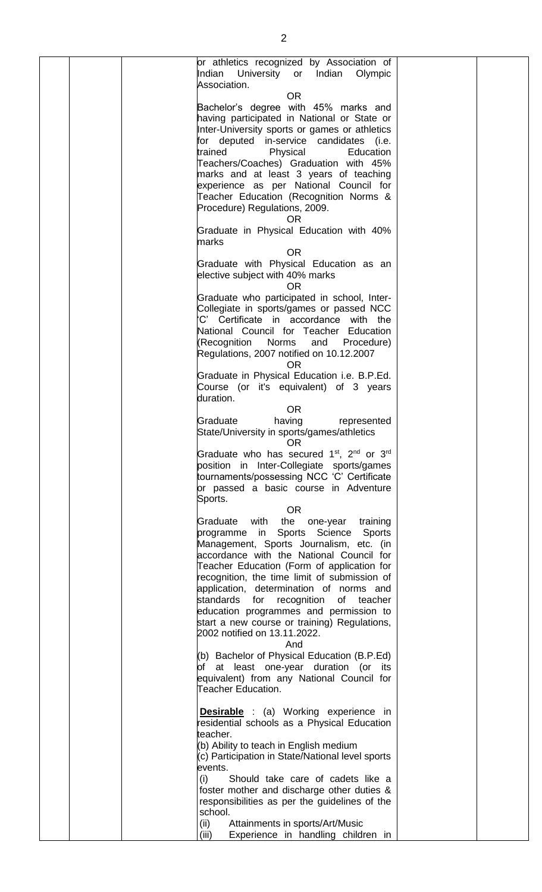| | | | | | |
|---|---|---|---|---|---|
| | | | or athletics recognized by Association of Indian University or Indian Olympic Association.<br>OR<br>Bachelor's degree with 45% marks and having participated in National or State or Inter-University sports or games or athletics for deputed in-service candidates (i.e. trained Physical Education Teachers/Coaches) Graduation with 45% marks and at least 3 years of teaching experience as per National Council for Teacher Education (Recognition Norms & Procedure) Regulations, 2009.<br>OR<br>Graduate in Physical Education with 40% marks<br>OR<br>Graduate with Physical Education as an elective subject with 40% marks<br>OR<br>Graduate who participated in school, Inter-Collegiate in sports/games or passed NCC 'C' Certificate in accordance with the National Council for Teacher Education (Recognition Norms and Procedure) Regulations, 2007 notified on 10.12.2007<br>OR<br>Graduate in Physical Education i.e. B.P.Ed. Course (or it's equivalent) of 3 years duration.<br>OR<br>Graduate having represented State/University in sports/games/athletics<br>OR<br>Graduate who has secured 1st, 2nd or 3rd position in Inter-Collegiate sports/games tournaments/possessing NCC 'C' Certificate or passed a basic course in Adventure Sports.<br>OR<br>Graduate with the one-year training programme in Sports Science Sports Management, Sports Journalism, etc. (in accordance with the National Council for Teacher Education (Form of application for recognition, the time limit of submission of application, determination of norms and standards for recognition of teacher education programmes and permission to start a new course or training) Regulations, 2002 notified on 13.11.2022.<br>And<br>(b) Bachelor of Physical Education (B.P.Ed) of at least one-year duration (or its equivalent) from any National Council for Teacher Education.<br><br>**Desirable** : (a) Working experience in residential schools as a Physical Education teacher.<br>(b) Ability to teach in English medium<br>(c) Participation in State/National level sports events.<br>(i) Should take care of cadets like a foster mother and discharge other duties & responsibilities as per the guidelines of the school.<br>(ii) Attainments in sports/Art/Music<br>(iii) Experience in handling children in | | |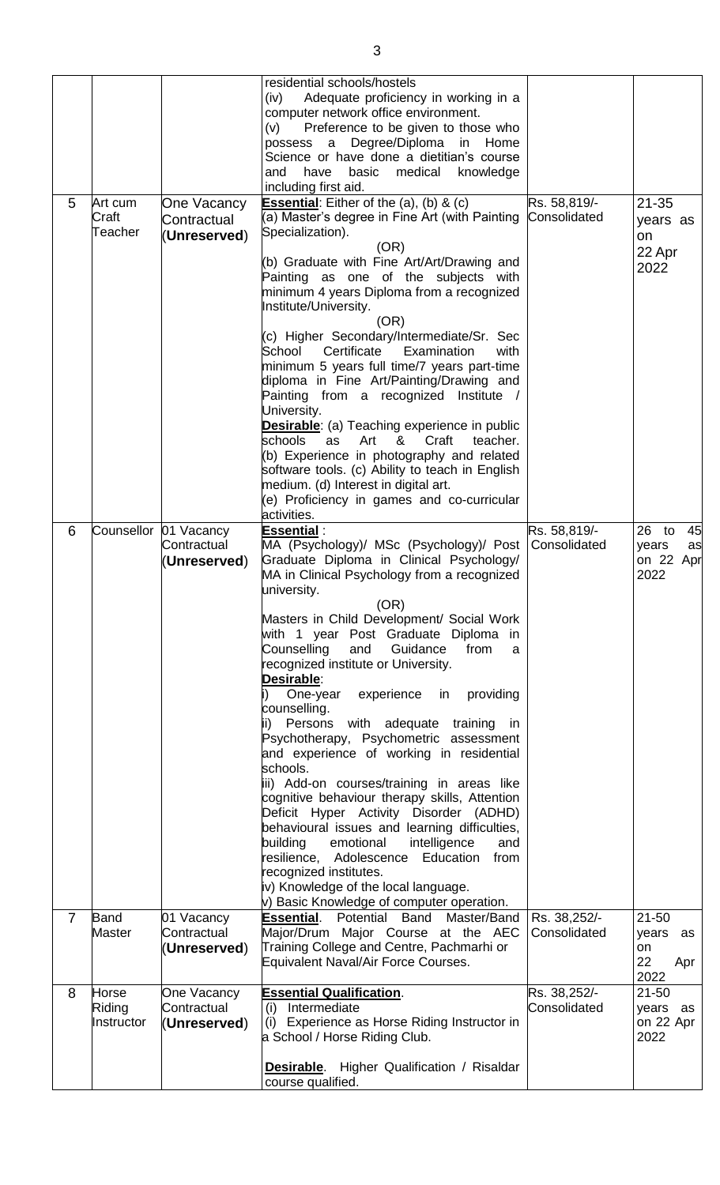| | | | residential schools/hostels<br>(iv) Adequate proficiency in working in a computer network office environment.<br>(v) Preference to be given to those who possess a Degree/Diploma in Home Science or have done a dietitian's course and have basic medical knowledge including first aid. | | |
|---|---|---|---|---|---|
| 5 | Art cum Craft Teacher | One Vacancy Contractual (**Unreserved**) | **Essential**: Either of the (a), (b) & (c)<br>(a) Master's degree in Fine Art (with Painting Specialization).<br>(OR)<br>(b) Graduate with Fine Art/Art/Drawing and Painting as one of the subjects with minimum 4 years Diploma from a recognized Institute/University.<br>(OR)<br>(c) Higher Secondary/Intermediate/Sr. Sec School Certificate Examination with minimum 5 years full time/7 years part-time diploma in Fine Art/Painting/Drawing and Painting from a recognized Institute / University.<br>**Desirable**: (a) Teaching experience in public schools as Art & Craft teacher. (b) Experience in photography and related software tools. (c) Ability to teach in English medium. (d) Interest in digital art.<br>(e) Proficiency in games and co-curricular activities. | Rs. 58,819/- Consolidated | 21-35 years as on 22 Apr 2022 |
| 6 | Counsellor | 01 Vacancy Contractual (**Unreserved**) | **Essential** :<br>MA (Psychology)/ MSc (Psychology)/ Post Graduate Diploma in Clinical Psychology/ MA in Clinical Psychology from a recognized university.<br>(OR)<br>Masters in Child Development/ Social Work with 1 year Post Graduate Diploma in Counselling and Guidance from a recognized institute or University.<br>**Desirable**:<br>i) One-year experience in providing counselling.<br>ii) Persons with adequate training in Psychotherapy, Psychometric assessment and experience of working in residential schools.<br>iii) Add-on courses/training in areas like cognitive behaviour therapy skills, Attention Deficit Hyper Activity Disorder (ADHD) behavioural issues and learning difficulties, building emotional intelligence and resilience, Adolescence Education from recognized institutes.<br>iv) Knowledge of the local language.<br>v) Basic Knowledge of computer operation. | Rs. 58,819/- Consolidated | 26 to 45 years as on 22 Apr 2022 |
| 7 | Band Master | 01 Vacancy Contractual (**Unreserved**) | **Essential**. Potential Band Master/Band Major/Drum Major Course at the AEC Training College and Centre, Pachmarhi or Equivalent Naval/Air Force Courses. | Rs. 38,252/- Consolidated | 21-50 years as on 22 Apr 2022 |
| 8 | Horse Riding Instructor | One Vacancy Contractual (**Unreserved**) | **Essential Qualification**.<br>(i) Intermediate<br>(i) Experience as Horse Riding Instructor in a School / Horse Riding Club.<br><br>**Desirable**. Higher Qualification / Risaldar course qualified. | Rs. 38,252/- Consolidated | 21-50 years as on 22 Apr 2022 |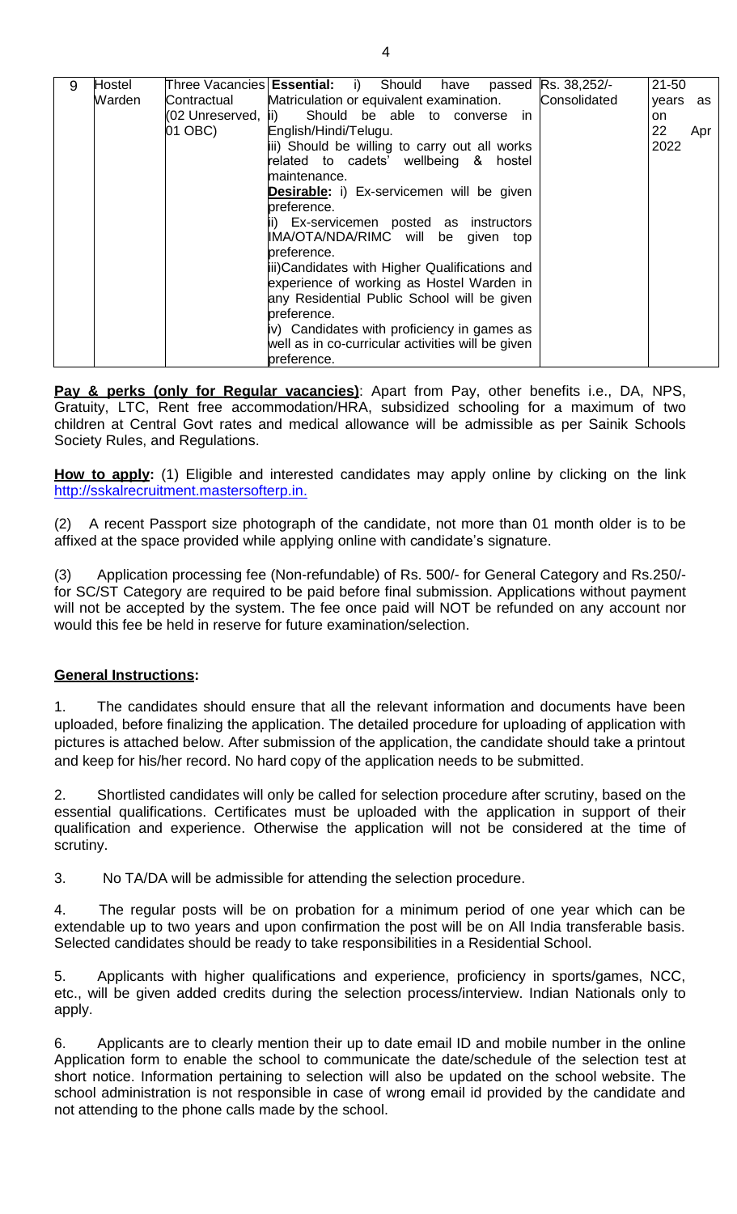| 9 | Hostel Warden | Three Vacancies Contractual (02 Unreserved, 01 OBC) | **Essential:** i) Should have passed Matriculation or equivalent examination.<br>ii) Should be able to converse in English/Hindi/Telugu.<br>iii) Should be willing to carry out all works related to cadets' wellbeing & hostel maintenance.<br>**Desirable:** i) Ex-servicemen will be given preference.<br>ii) Ex-servicemen posted as instructors IMA/OTA/NDA/RIMC will be given top preference.<br>iii)Candidates with Higher Qualifications and experience of working as Hostel Warden in any Residential Public School will be given preference.<br>iv) Candidates with proficiency in games as well as in co-curricular activities will be given preference. | Rs. 38,252/- Consolidated | 21-50 years as on 22 Apr 2022 |
|---|---|---|---|---|---|

**Pay & perks (only for Regular vacancies)**: Apart from Pay, other benefits i.e., DA, NPS, Gratuity, LTC, Rent free accommodation/HRA, subsidized schooling for a maximum of two children at Central Govt rates and medical allowance will be admissible as per Sainik Schools Society Rules, and Regulations.

**How to apply:** (1) Eligible and interested candidates may apply online by clicking on the link http://sskalrecruitment.mastersofterp.in.

(2) A recent Passport size photograph of the candidate, not more than 01 month older is to be affixed at the space provided while applying online with candidate's signature.

(3) Application processing fee (Non-refundable) of Rs. 500/- for General Category and Rs.250/- for SC/ST Category are required to be paid before final submission. Applications without payment will not be accepted by the system. The fee once paid will NOT be refunded on any account nor would this fee be held in reserve for future examination/selection.

**General Instructions:**

1. The candidates should ensure that all the relevant information and documents have been uploaded, before finalizing the application. The detailed procedure for uploading of application with pictures is attached below. After submission of the application, the candidate should take a printout and keep for his/her record. No hard copy of the application needs to be submitted.

2. Shortlisted candidates will only be called for selection procedure after scrutiny, based on the essential qualifications. Certificates must be uploaded with the application in support of their qualification and experience. Otherwise the application will not be considered at the time of scrutiny.

3. No TA/DA will be admissible for attending the selection procedure.

4. The regular posts will be on probation for a minimum period of one year which can be extendable up to two years and upon confirmation the post will be on All India transferable basis. Selected candidates should be ready to take responsibilities in a Residential School.

5. Applicants with higher qualifications and experience, proficiency in sports/games, NCC, etc., will be given added credits during the selection process/interview. Indian Nationals only to apply.

6. Applicants are to clearly mention their up to date email ID and mobile number in the online Application form to enable the school to communicate the date/schedule of the selection test at short notice. Information pertaining to selection will also be updated on the school website. The school administration is not responsible in case of wrong email id provided by the candidate and not attending to the phone calls made by the school.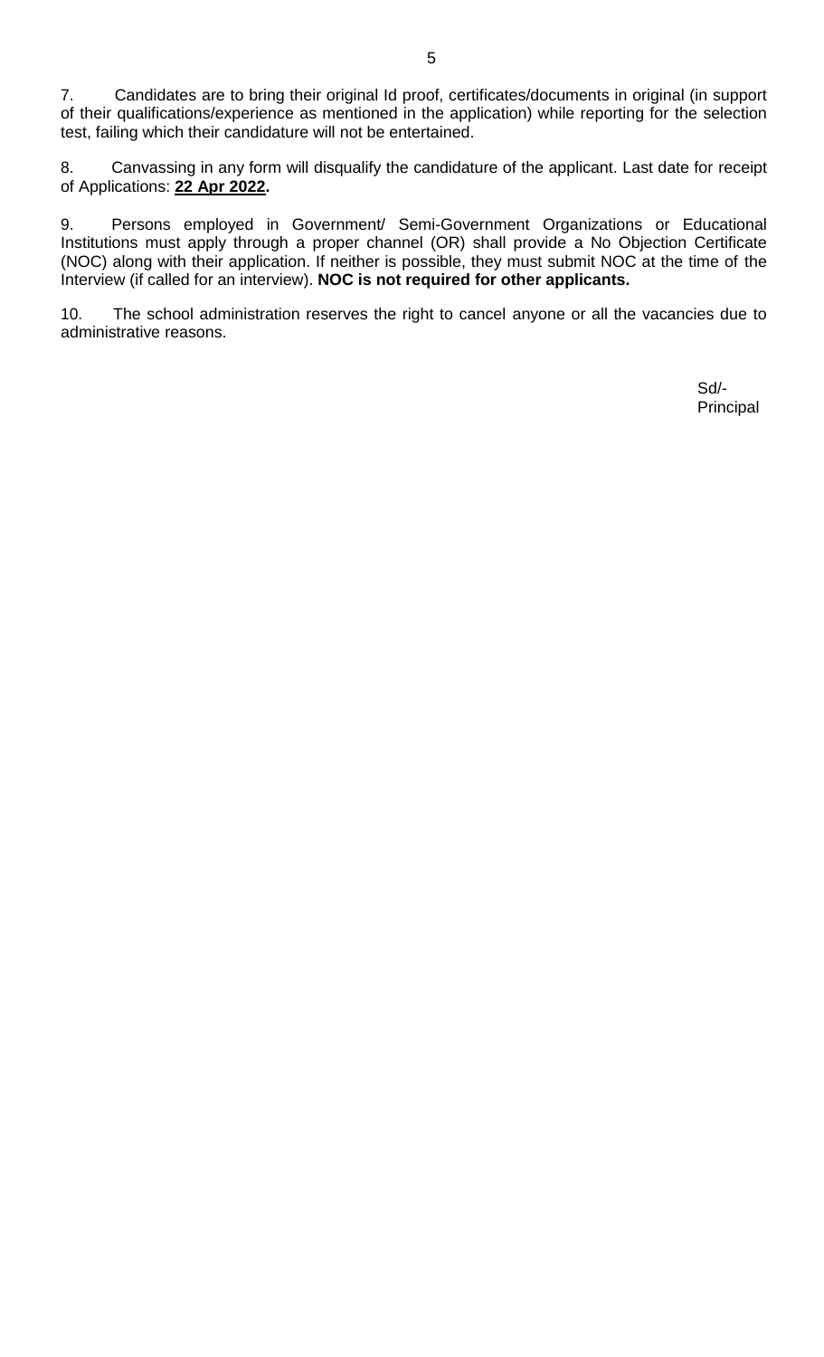7. Candidates are to bring their original Id proof, certificates/documents in original (in support of their qualifications/experience as mentioned in the application) while reporting for the selection test, failing which their candidature will not be entertained.

8. Canvassing in any form will disqualify the candidature of the applicant. Last date for receipt of Applications: **22 Apr 2022.**

9. Persons employed in Government/ Semi-Government Organizations or Educational Institutions must apply through a proper channel (OR) shall provide a No Objection Certificate (NOC) along with their application. If neither is possible, they must submit NOC at the time of the Interview (if called for an interview). **NOC is not required for other applicants.**

10. The school administration reserves the right to cancel anyone or all the vacancies due to administrative reasons.

Sd/-
Principal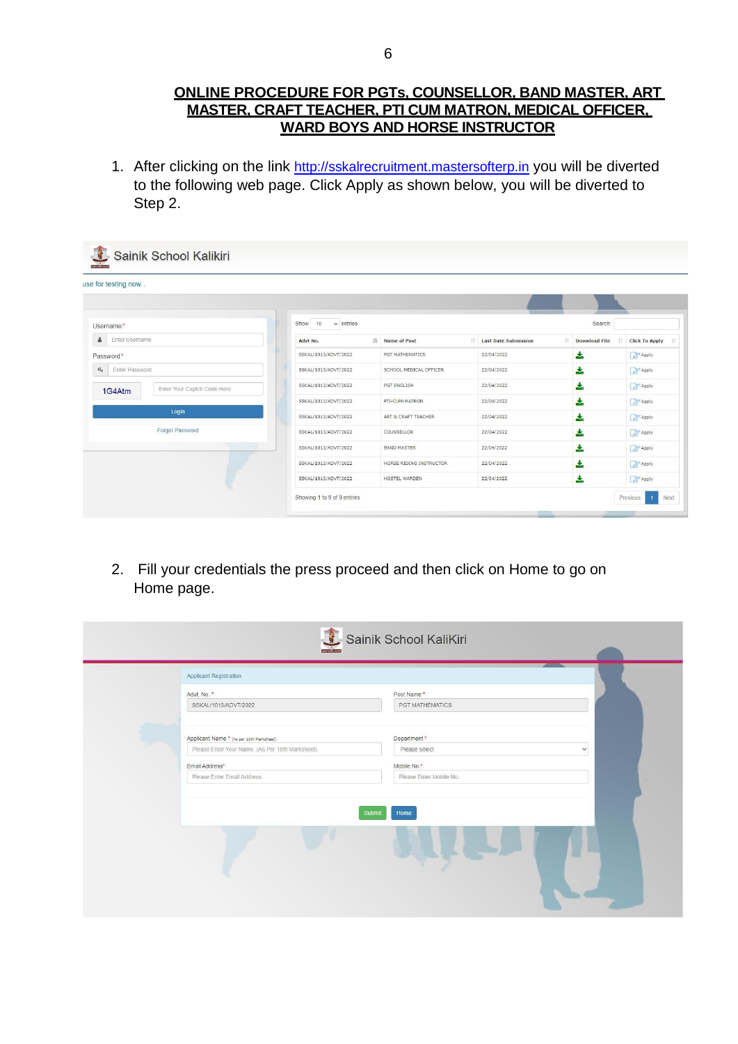**ONLINE PROCEDURE FOR PGTs, COUNSELLOR, BAND MASTER, ART MASTER, CRAFT TEACHER, PTI CUM MATRON, MEDICAL OFFICER, WARD BOYS AND HORSE INSTRUCTOR**

1. After clicking on the link http://sskalrecruitment.mastersofterp.in you will be diverted to the following web page. Click Apply as shown below, you will be diverted to Step 2.

Sainik School Kalikiri

use for testing now .

Username*

Enter Username

Password*

Enter Password

1G4Atm | Enter Your Captch Code Here

Login

Forgot Password

Show 10 entries | Search:

| Advt No. | Name of Post | Last Date Submission | Download File | Click To Apply |
|---|---|---|---|---|
| SSKAL/1013/ADVT/2022 | PGT MATHEMATICS | 22/04/2022 | | Apply |
| SSKAL/1013/ADVT/2022 | SCHOOL MEDICAL OFFICER | 22/04/2022 | | Apply |
| SSKAL/1013/ADVT/2022 | PGT ENGLISH | 22/04/2022 | | Apply |
| SSKAL/1013/ADVT/2022 | PTI-CUM-MATRON | 22/04/2022 | | Apply |
| SSKAL/1013/ADVT/2022 | ART & CRAFT TEACHER | 22/04/2022 | | Apply |
| SSKAL/1013/ADVT/2022 | COUNSELLOR | 22/04/2022 | | Apply |
| SSKAL/1013/ADVT/2022 | BAND MASTER | 22/04/2022 | | Apply |
| SSKAL/1013/ADVT/2022 | HORSE RIDING INSTRUCTOR | 22/04/2022 | | Apply |
| SSKAL/1013/ADVT/2022 | HOSTEL WARDEN | 22/04/2022 | | Apply |

Showing 1 to 9 of 9 entries | Previous 1 Next

2. Fill your credentials the press proceed and then click on Home to go on Home page.

Sainik School KaliKiri

Applicant Registration

Advt. No. * SSKAL/1013/ADVT/2022

Post Name * PGT MATHEMATICS

Applicant Name * (As per 10th Marksheet) Please Enter Your Name (As Per 10th Marksheet)

Department * Please select

Email Address* Please Enter Email Address

Mobile No.* Please Enter Mobile No.

Submit | Home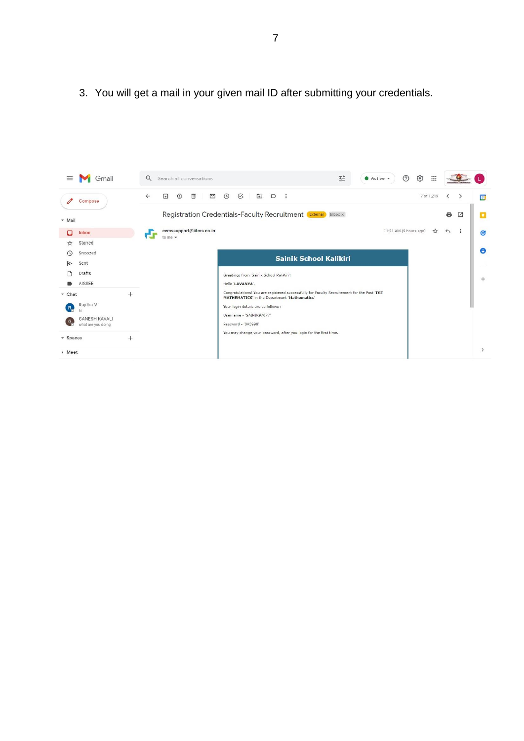3. You will get a mail in your given mail ID after submitting your credentials.

**Registration Credentials-Faculty Recruitment**

ccmssupport@iitms.co.in

to me

**Sainik School Kalikiri**

Greetings From 'Sainik School Kalikiri'!

Hello '**LAVANYA**',

Congratulations! You are registered successfully for Faculty Recruitement for the Post '**TGT MATHEMATICS**' in the Department '**Mathematics**'

Your login details are as follows :-

Username - 'SAINIK97077'

Password - '843998'

You may change your password, after you login for the first time.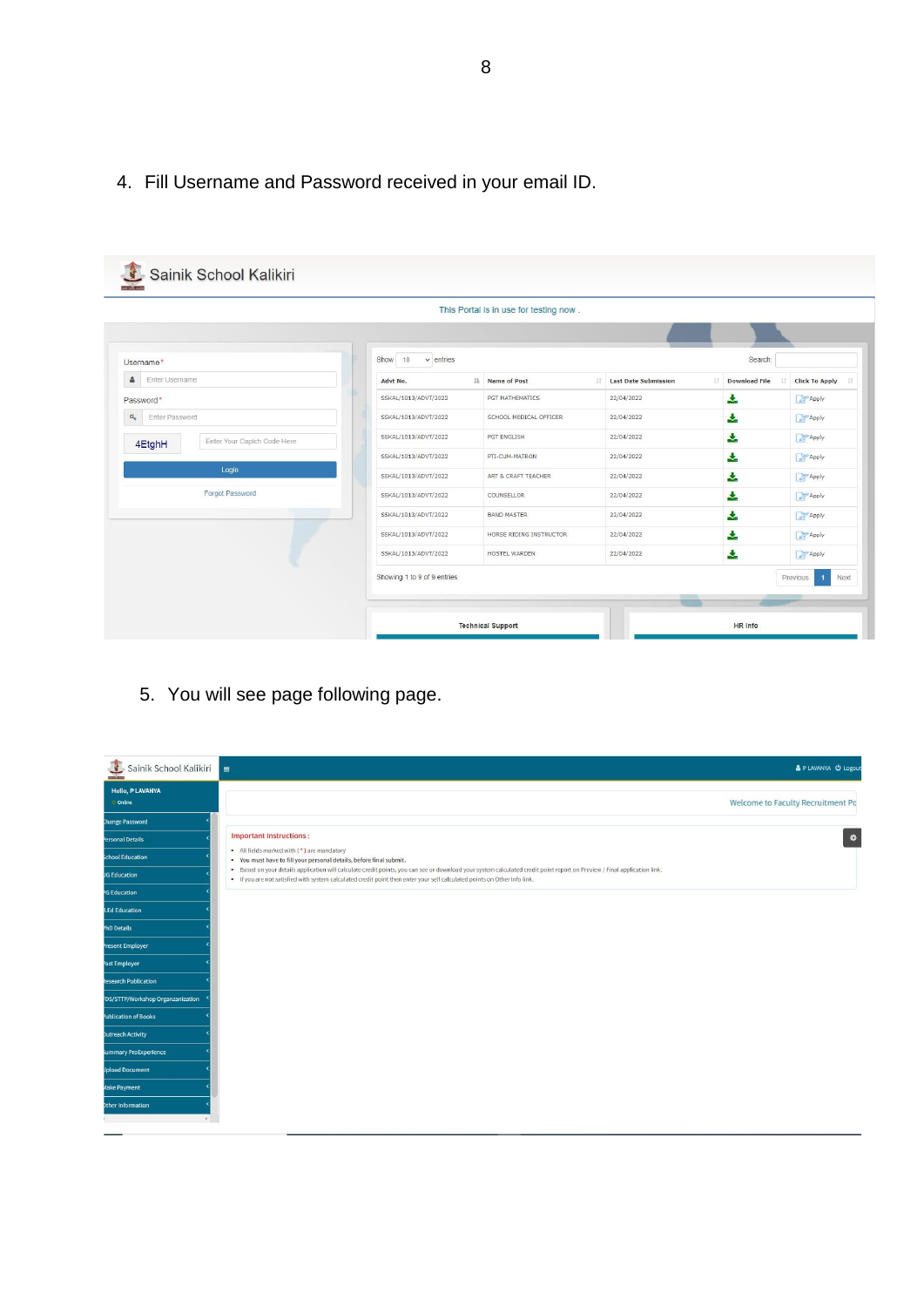4. Fill Username and Password received in your email ID.

Sainik School Kalikiri

This Portal is in use for testing now .

Username*

Enter Username

Password*

Enter Password

4EtghH Enter Your Captch Code Here

Login

Forgot Password

Show 10 entries Search:

| Advt No. | Name of Post | Last Date Submission | Download File | Click To Apply |
|---|---|---|---|---|
| SSKAL/1013/ADVT/2022 | PGT MATHEMATICS | 22/04/2022 | | Apply |
| SSKAL/1013/ADVT/2022 | SCHOOL MEDICAL OFFICER | 22/04/2022 | | Apply |
| SSKAL/1013/ADVT/2022 | PGT ENGLISH | 22/04/2022 | | Apply |
| SSKAL/1013/ADVT/2022 | PTI-CUM-MATRON | 22/04/2022 | | Apply |
| SSKAL/1013/ADVT/2022 | ART & CRAFT TEACHER | 22/04/2022 | | Apply |
| SSKAL/1013/ADVT/2022 | COUNSELLOR | 22/04/2022 | | Apply |
| SSKAL/1013/ADVT/2022 | BAND MASTER | 22/04/2022 | | Apply |
| SSKAL/1013/ADVT/2022 | HORSE RIDING INSTRUCTOR | 22/04/2022 | | Apply |
| SSKAL/1013/ADVT/2022 | HOSTEL WARDEN | 22/04/2022 | | Apply |

Showing 1 to 9 of 9 entries Previous 1 Next

Technical Support HR Info

5. You will see page following page.

Sainik School Kalikiri

P LAVANYA Logout

Hello, P LAVANYA

Online

Welcome to Faculty Recruitment Po

- Change Password
- Personal Details
- School Education
- UG Education
- PG Education
- B.Ed Education
- PhD Details
- Present Employer
- Past Employer
- Research Publication
- FDS/STTP/Workshop Organzanization
- Publication of Books
- Outreach Activity
- Summary ProExperience
- Upload Document
- Make Payment
- Other Information

**Important Instructions :**

- All fields marked with ( * ) are mandatory
- You must have to fill your personal details, before final submit.
- Based on your details application will calculate credit points, you can see or download your system calculated credit point report on Preview / Final application link.
- If you are not satisfied with system calculated credit point then enter your self calculated points on Other Info link.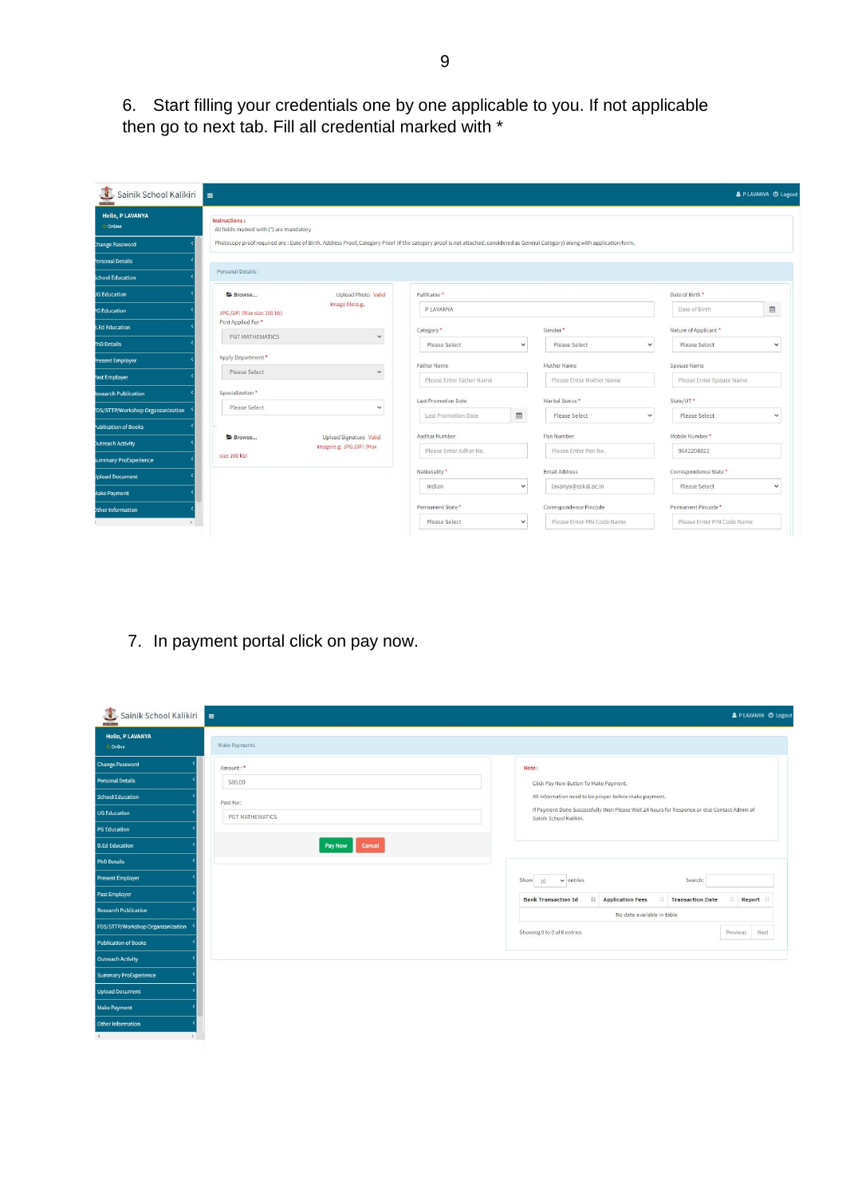6. Start filling your credentials one by one applicable to you. If not applicable then go to next tab. Fill all credential marked with *

7. In payment portal click on pay now.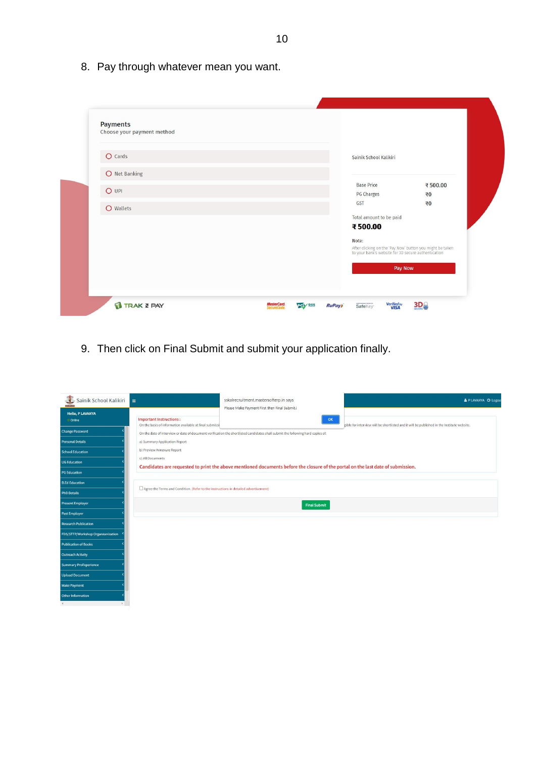8. Pay through whatever mean you want.

Payments
Choose your payment method

Cards

Net Banking

UPI

Wallets

Sainik School Kalikiri

| | |
|---|---|
| Base Price | ₹ 500.00 |
| PG Charges | ₹0 |
| GST | ₹0 |

Total amount to be paid
**₹ 500.00**

Note:
After clicking on the 'Pay Now' button you might be taken to your bank's website for 3D secure authentication

Pay Now

TRAK N PAY

9. Then click on Final Submit and submit your application finally.

Sainik School Kalikiri

sskalrecruitment.mastersofterp.in says
Please Make Payment First then Final Submit.
OK

P LAVANYA Logout

Hello, P LAVANYA
Online

Change Password
Personal Details
School Education
UG Education
PG Education
B.Ed Education
PhD Details
Present Employer
Past Employer
Research Publication
FDS/STTP/Workshop Organization
Publication of Books
Outreach Activity
Summary ProExperience
Upload Document
Make Payment
Other Information

Important Instructions :
On the basis of information available at final submiss... ...gible for interview will be shortlisted and it will be published in the Institute website.
On the date of interview or date of document verification the shortlisted candidates shall submit the following hard copies of:
a) Summary Application Report
b) Preview Annexure Report
c) All Documents
Candidates are requested to print the above mentioned documents before the closure of the portal on the last date of submission.

Agree the Terms and Condition. (Refer to the instructions in detailed advertisement)

Final Submit